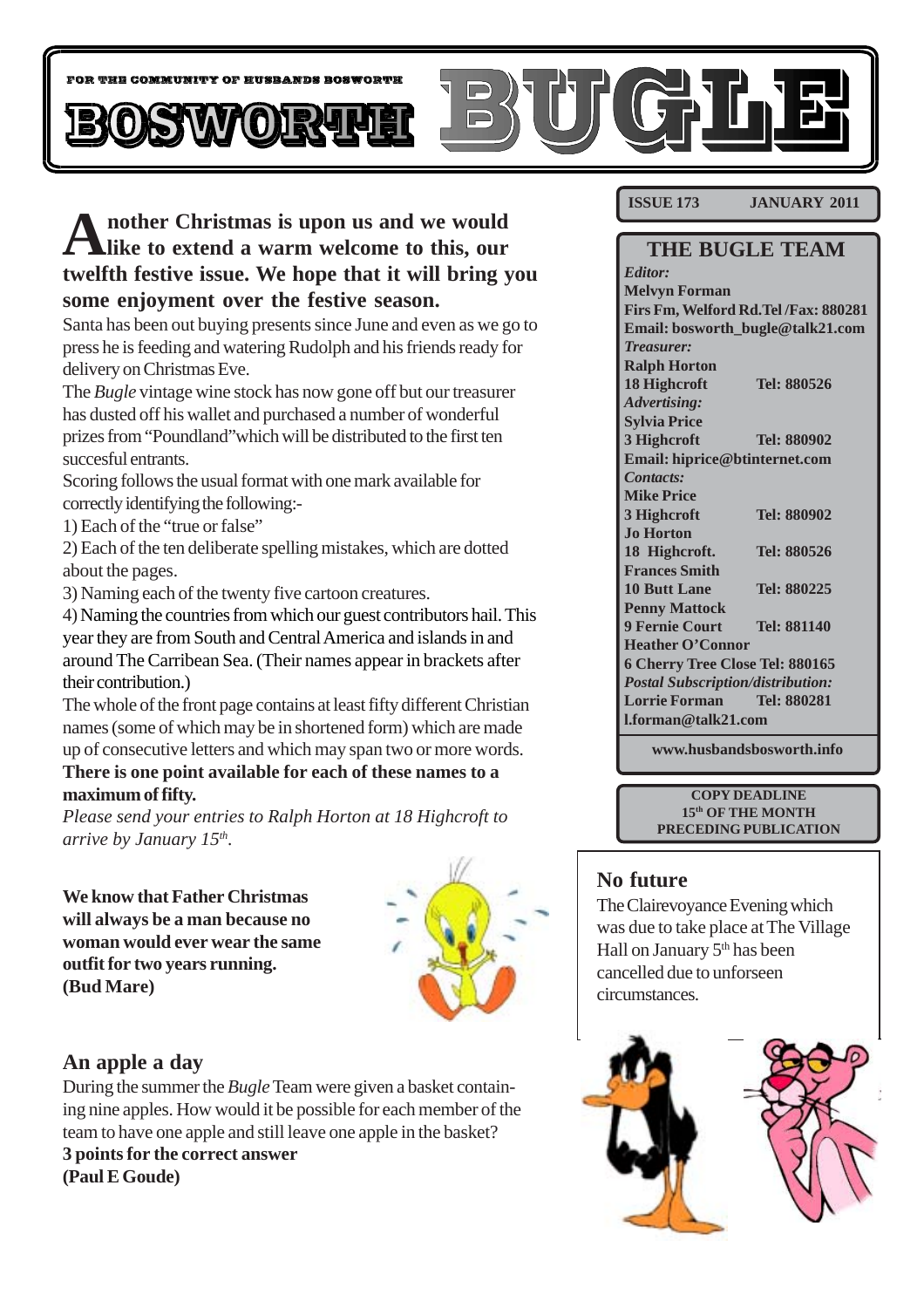FOR THE COMMUNITY OF HUSBANDS BOSWORTH

# BOSWORTH BUGLE

**ISSUE 173 JANUARY 2011**

## THE BUGLE TEAM

*Editor:*
**Melvyn Forman**
**Firs Fm, Welford Rd.Tel /Fax: 880281**
**Email: bosworth_bugle@talk21.com**
*Treasurer:*
**Ralph Horton**
**18 Highcroft Tel: 880526**
*Advertising:*
**Sylvia Price**
**3 Highcroft Tel: 880902**
**Email: hiprice@btinternet.com**
*Contacts:*
**Mike Price**
**3 Highcroft Tel: 880902**
**Jo Horton**
**18 Highcroft. Tel: 880526**
**Frances Smith**
**10 Butt Lane Tel: 880225**
**Penny Mattock**
**9 Fernie Court Tel: 881140**
**Heather O'Connor**
**6 Cherry Tree Close Tel: 880165**
*Postal Subscription/distribution:*
**Lorrie Forman Tel: 880281**
**l.forman@talk21.com**

**www.husbandsbosworth.info**

**COPY DEADLINE**
**15th OF THE MONTH**
**PRECEDING PUBLICATION**

**Another Christmas is upon us and we would like to extend a warm welcome to this, our twelfth festive issue. We hope that it will bring you some enjoyment over the festive season.**

Santa has been out buying presents since June and even as we go to press he is feeding and watering Rudolph and his friends ready for delivery on Christmas Eve.

The *Bugle* vintage wine stock has now gone off but our treasurer has dusted off his wallet and purchased a number of wonderful prizes from "Poundland"which will be distributed to the first ten succesful entrants.

Scoring follows the usual format with one mark available for correctly identifying the following:-

1) Each of the "true or false"

2) Each of the ten deliberate spelling mistakes, which are dotted about the pages.

3) Naming each of the twenty five cartoon creatures.

4) Naming the countries from which our guest contributors hail. This year they are from South and Central America and islands in and around The Carribean Sea. (Their names appear in brackets after their contribution.)

The whole of the front page contains at least fifty different Christian names (some of which may be in shortened form) which are made up of consecutive letters and which may span two or more words.

**There is one point available for each of these names to a maximum of fifty.**

*Please send your entries to Ralph Horton at 18 Highcroft to arrive by January 15th.*

**We know that Father Christmas will always be a man because no woman would ever wear the same outfit for two years running.**
**(Bud Mare)**

## An apple a day

During the summer the *Bugle* Team were given a basket containing nine apples. How would it be possible for each member of the team to have one apple and still leave one apple in the basket?

**3 points for the correct answer**
**(Paul E Goude)**

## No future

The Clairevoyance Evening which was due to take place at The Village Hall on January 5th has been cancelled due to unforseen circumstances.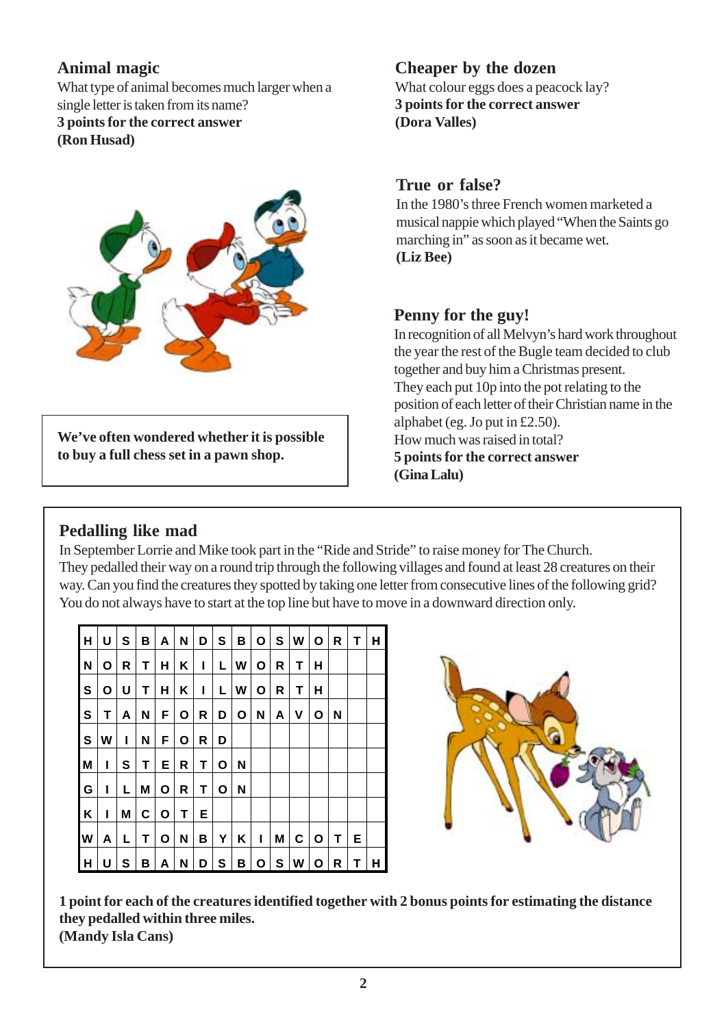## Animal magic

What type of animal becomes much larger when a single letter is taken from its name?
**3 points for the correct answer**
**(Ron Husad)**

**We've often wondered whether it is possible to buy a full chess set in a pawn shop.**

## Cheaper by the dozen

What colour eggs does a peacock lay?
**3 points for the correct answer**
**(Dora Valles)**

## True or false?

In the 1980's three French women marketed a musical nappie which played "When the Saints go marching in" as soon as it became wet.
**(Liz Bee)**

## Penny for the guy!

In recognition of all Melvyn's hard work throughout the year the rest of the Bugle team decided to club together and buy him a Christmas present.
They each put 10p into the pot relating to the position of each letter of their Christian name in the alphabet (eg. Jo put in £2.50).
How much was raised in total?
**5 points for the correct answer**
**(Gina Lalu)**

## Pedalling like mad

In September Lorrie and Mike took part in the "Ride and Stride" to raise money for The Church.
They pedalled their way on a round trip through the following villages and found at least 28 creatures on their way. Can you find the creatures they spotted by taking one letter from consecutive lines of the following grid? You do not always have to start at the top line but have to move in a downward direction only.

| | | | | | | | | | | | | | | | |
|---|---|---|---|---|---|---|---|---|---|---|---|---|---|---|---|
| H | U | S | B | A | N | D | S | B | O | S | W | O | R | T | H |
| N | O | R | T | H | K | I | L | W | O | R | T | H | | | |
| S | O | U | T | H | K | I | L | W | O | R | T | H | | | |
| S | T | A | N | F | O | R | D | O | N | A | V | O | N | | |
| S | W | I | N | F | O | R | D | | | | | | | | |
| M | I | S | T | E | R | T | O | N | | | | | | | |
| G | I | L | M | O | R | T | O | N | | | | | | | |
| K | I | M | C | O | T | E | | | | | | | | | |
| W | A | L | T | O | N | B | Y | K | I | M | C | O | T | E | |
| H | U | S | B | A | N | D | S | B | O | S | W | O | R | T | H |

**1 point for each of the creatures identified together with 2 bonus points for estimating the distance they pedalled within three miles.**
**(Mandy Isla Cans)**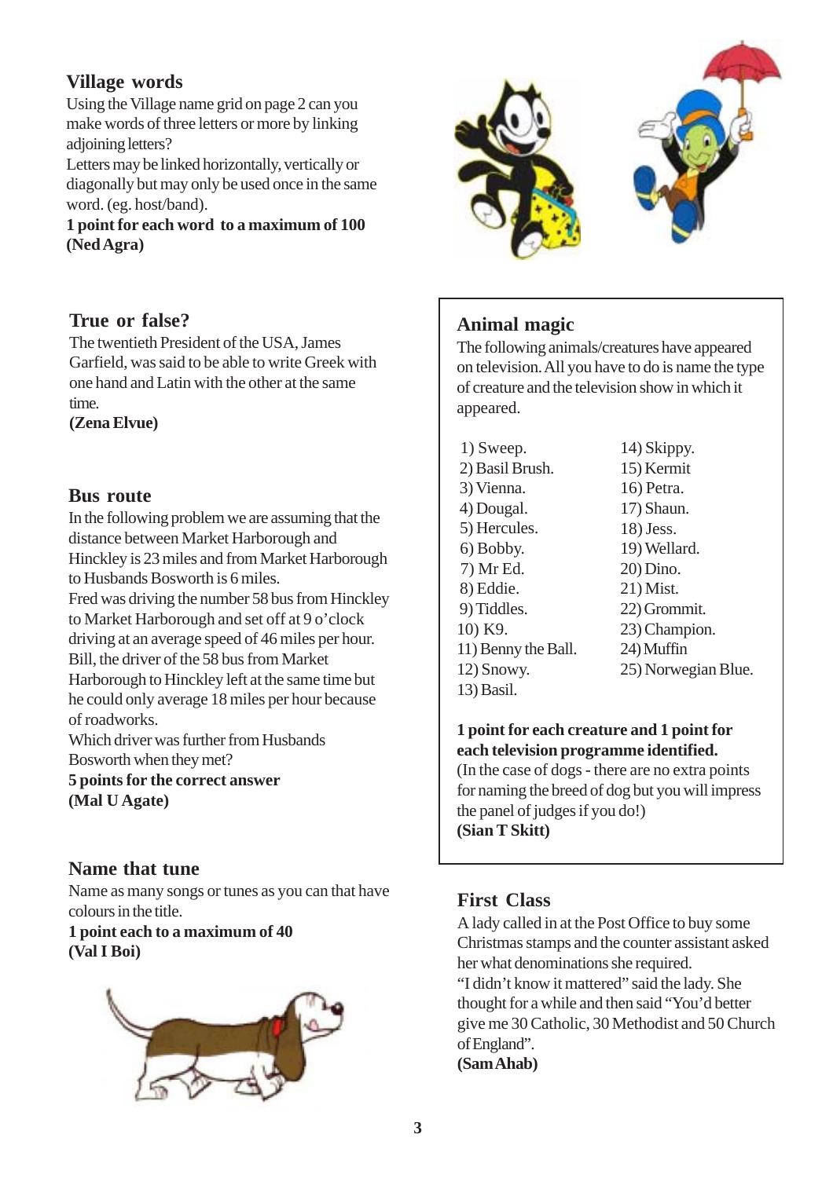## Village words

Using the Village name grid on page 2 can you make words of three letters or more by linking adjoining letters?

Letters may be linked horizontally, vertically or diagonally but may only be used once in the same word. (eg. host/band).

**1 point for each word to a maximum of 100**
**(Ned Agra)**

## True or false?

The twentieth President of the USA, James Garfield, was said to be able to write Greek with one hand and Latin with the other at the same time.

**(Zena Elvue)**

## Bus route

In the following problem we are assuming that the distance between Market Harborough and Hinckley is 23 miles and from Market Harborough to Husbands Bosworth is 6 miles.

Fred was driving the number 58 bus from Hinckley to Market Harborough and set off at 9 o'clock driving at an average speed of 46 miles per hour. Bill, the driver of the 58 bus from Market Harborough to Hinckley left at the same time but he could only average 18 miles per hour because of roadworks.

Which driver was further from Husbands Bosworth when they met?

**5 points for the correct answer**
**(Mal U Agate)**

## Name that tune

Name as many songs or tunes as you can that have colours in the title.

**1 point each to a maximum of 40**
**(Val I Boi)**

## Animal magic

The following animals/creatures have appeared on television. All you have to do is name the type of creature and the television show in which it appeared.

1) Sweep.
2) Basil Brush.
3) Vienna.
4) Dougal.
5) Hercules.
6) Bobby.
7) Mr Ed.
8) Eddie.
9) Tiddles.
10) K9.
11) Benny the Ball.
12) Snowy.
13) Basil.
14) Skippy.
15) Kermit
16) Petra.
17) Shaun.
18) Jess.
19) Wellard.
20) Dino.
21) Mist.
22) Grommit.
23) Champion.
24) Muffin
25) Norwegian Blue.

**1 point for each creature and 1 point for each television programme identified.**

(In the case of dogs - there are no extra points for naming the breed of dog but you will impress the panel of judges if you do!)

**(Sian T Skitt)**

## First Class

A lady called in at the Post Office to buy some Christmas stamps and the counter assistant asked her what denominations she required.

"I didn't know it mattered" said the lady. She thought for a while and then said "You'd better give me 30 Catholic, 30 Methodist and 50 Church of England".

**(Sam Ahab)**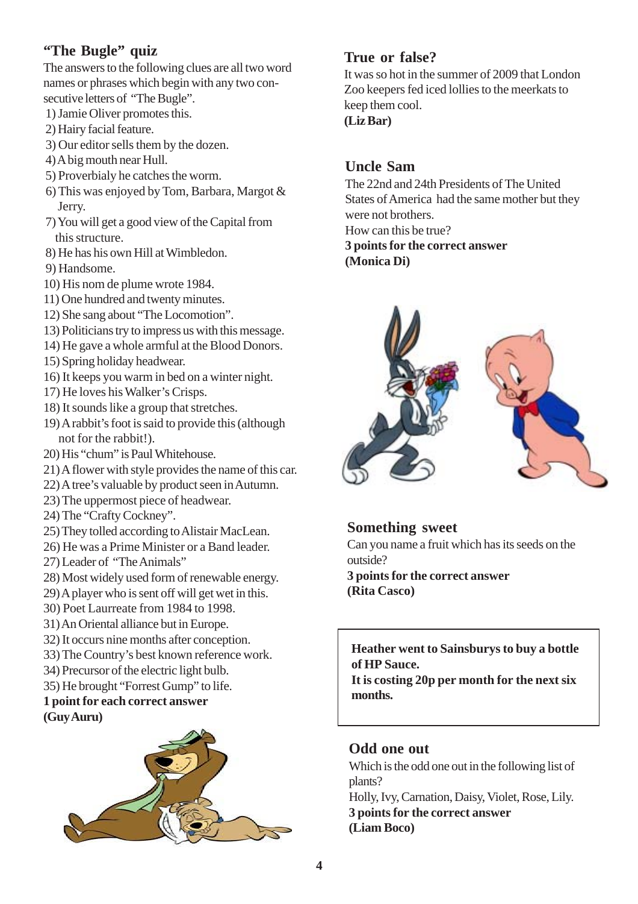## "The Bugle" quiz

The answers to the following clues are all two word names or phrases which begin with any two consecutive letters of "The Bugle".

1) Jamie Oliver promotes this.
2) Hairy facial feature.
3) Our editor sells them by the dozen.
4) A big mouth near Hull.
5) Proverbialy he catches the worm.
6) This was enjoyed by Tom, Barbara, Margot & Jerry.
7) You will get a good view of the Capital from this structure.
8) He has his own Hill at Wimbledon.
9) Handsome.
10) His nom de plume wrote 1984.
11) One hundred and twenty minutes.
12) She sang about "The Locomotion".
13) Politicians try to impress us with this message.
14) He gave a whole armful at the Blood Donors.
15) Spring holiday headwear.
16) It keeps you warm in bed on a winter night.
17) He loves his Walker's Crisps.
18) It sounds like a group that stretches.
19) A rabbit's foot is said to provide this (although not for the rabbit!).
20) His "chum" is Paul Whitehouse.
21) A flower with style provides the name of this car.
22) A tree's valuable by product seen in Autumn.
23) The uppermost piece of headwear.
24) The "Crafty Cockney".
25) They tolled according to Alistair MacLean.
26) He was a Prime Minister or a Band leader.
27) Leader of "The Animals"
28) Most widely used form of renewable energy.
29) A player who is sent off will get wet in this.
30) Poet Laureate from 1984 to 1998.
31) An Oriental alliance but in Europe.
32) It occurs nine months after conception.
33) The Country's best known reference work.
34) Precursor of the electric light bulb.
35) He brought "Forrest Gump" to life.

**1 point for each correct answer**
**(Guy Auru)**

## True or false?

It was so hot in the summer of 2009 that London Zoo keepers fed iced lollies to the meerkats to keep them cool.
**(Liz Bar)**

## Uncle Sam

The 22nd and 24th Presidents of The United States of America had the same mother but they were not brothers.
How can this be true?
**3 points for the correct answer**
**(Monica Di)**

## Something sweet

Can you name a fruit which has its seeds on the outside?
**3 points for the correct answer**
**(Rita Casco)**

**Heather went to Sainsburys to buy a bottle of HP Sauce.**
**It is costing 20p per month for the next six months.**

## Odd one out

Which is the odd one out in the following list of plants?
Holly, Ivy, Carnation, Daisy, Violet, Rose, Lily.
**3 points for the correct answer**
**(Liam Boco)**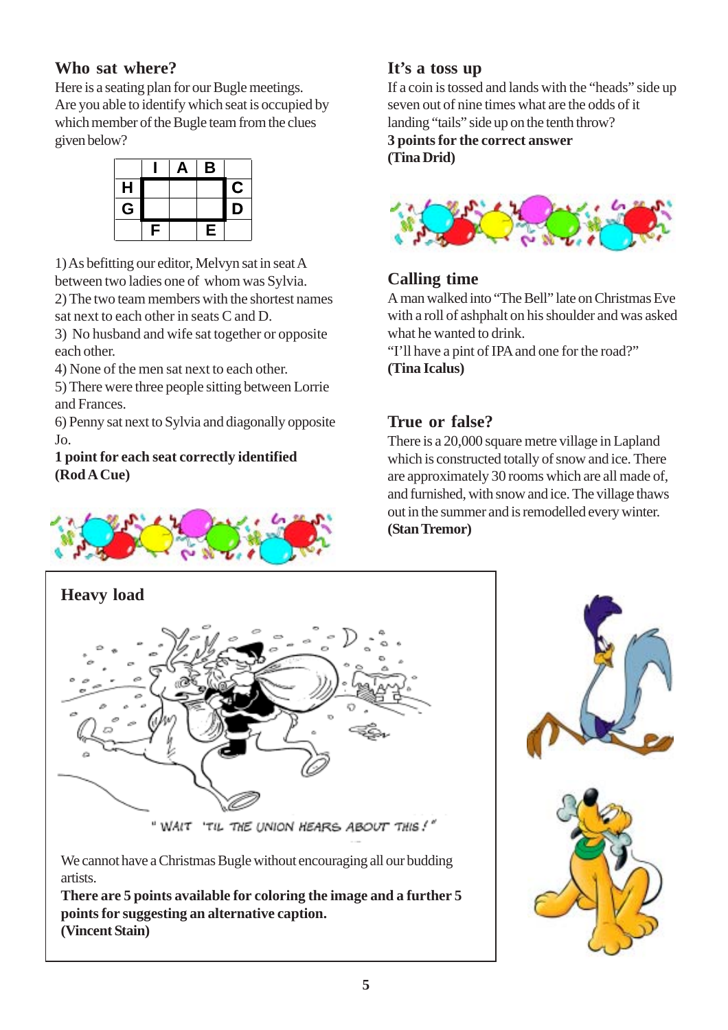## Who sat where?

Here is a seating plan for our Bugle meetings. Are you able to identify which seat is occupied by which member of the Bugle team from the clues given below?

|   | I | A | B |   |
|---|---|---|---|---|
| H |   |   |   | C |
| G |   |   |   | D |
|   | F |   | E |   |

1) As befitting our editor, Melvyn sat in seat A between two ladies one of whom was Sylvia.
2) The two team members with the shortest names sat next to each other in seats C and D.
3) No husband and wife sat together or opposite each other.
4) None of the men sat next to each other.
5) There were three people sitting between Lorrie and Frances.
6) Penny sat next to Sylvia and diagonally opposite Jo.

**1 point for each seat correctly identified**
**(Rod A Cue)**

## It's a toss up

If a coin is tossed and lands with the "heads" side up seven out of nine times what are the odds of it landing "tails" side up on the tenth throw?

**3 points for the correct answer**
**(Tina Drid)**

## Calling time

A man walked into "The Bell" late on Christmas Eve with a roll of ashphalt on his shoulder and was asked what he wanted to drink.
"I'll have a pint of IPA and one for the road?"
**(Tina Icalus)**

## True or false?

There is a 20,000 square metre village in Lapland which is constructed totally of snow and ice. There are approximately 30 rooms which are all made of, and furnished, with snow and ice. The village thaws out in the summer and is remodelled every winter.
**(Stan Tremor)**

## Heavy load

"WAIT 'TIL THE UNION HEARS ABOUT THIS!"

We cannot have a Christmas Bugle without encouraging all our budding artists.
**There are 5 points available for coloring the image and a further 5 points for suggesting an alternative caption.**
**(Vincent Stain)**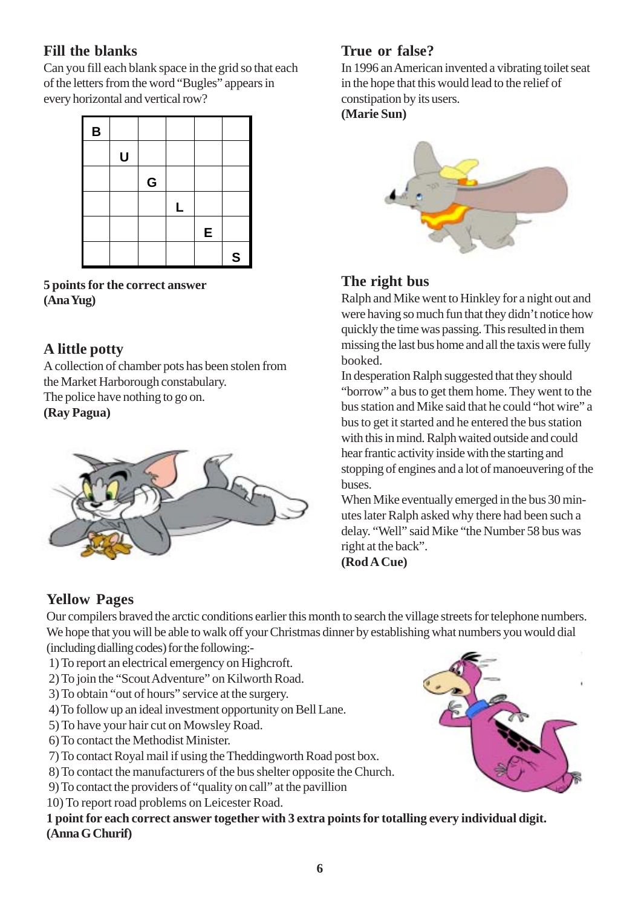## Fill the blanks

Can you fill each blank space in the grid so that each of the letters from the word "Bugles" appears in every horizontal and vertical row?

| B | | | | | |
|---|---|---|---|---|---|
| | U | | | | |
| | | G | | | |
| | | | L | | |
| | | | | E | |
| | | | | | S |

**5 points for the correct answer**
**(Ana Yug)**

## A little potty

A collection of chamber pots has been stolen from the Market Harborough constabulary.
The police have nothing to go on.
**(Ray Pagua)**

## True or false?

In 1996 an American invented a vibrating toilet seat in the hope that this would lead to the relief of constipation by its users.
**(Marie Sun)**

## The right bus

Ralph and Mike went to Hinkley for a night out and were having so much fun that they didn't notice how quickly the time was passing. This resulted in them missing the last bus home and all the taxis were fully booked.

In desperation Ralph suggested that they should "borrow" a bus to get them home. They went to the bus station and Mike said that he could "hot wire" a bus to get it started and he entered the bus station with this in mind. Ralph waited outside and could hear frantic activity inside with the starting and stopping of engines and a lot of manoeuvering of the buses.

When Mike eventually emerged in the bus 30 minutes later Ralph asked why there had been such a delay. "Well" said Mike "the Number 58 bus was right at the back".
**(Rod A Cue)**

## Yellow Pages

Our compilers braved the arctic conditions earlier this month to search the village streets for telephone numbers. We hope that you will be able to walk off your Christmas dinner by establishing what numbers you would dial (including dialling codes) for the following:-

1) To report an electrical emergency on Highcroft.
2) To join the "Scout Adventure" on Kilworth Road.
3) To obtain "out of hours" service at the surgery.
4) To follow up an ideal investment opportunity on Bell Lane.
5) To have your hair cut on Mowsley Road.
6) To contact the Methodist Minister.
7) To contact Royal mail if using the Theddingworth Road post box.
8) To contact the manufacturers of the bus shelter opposite the Church.
9) To contact the providers of "quality on call" at the pavillion
10) To report road problems on Leicester Road.

**1 point for each correct answer together with 3 extra points for totalling every individual digit.**
**(Anna G Churif)**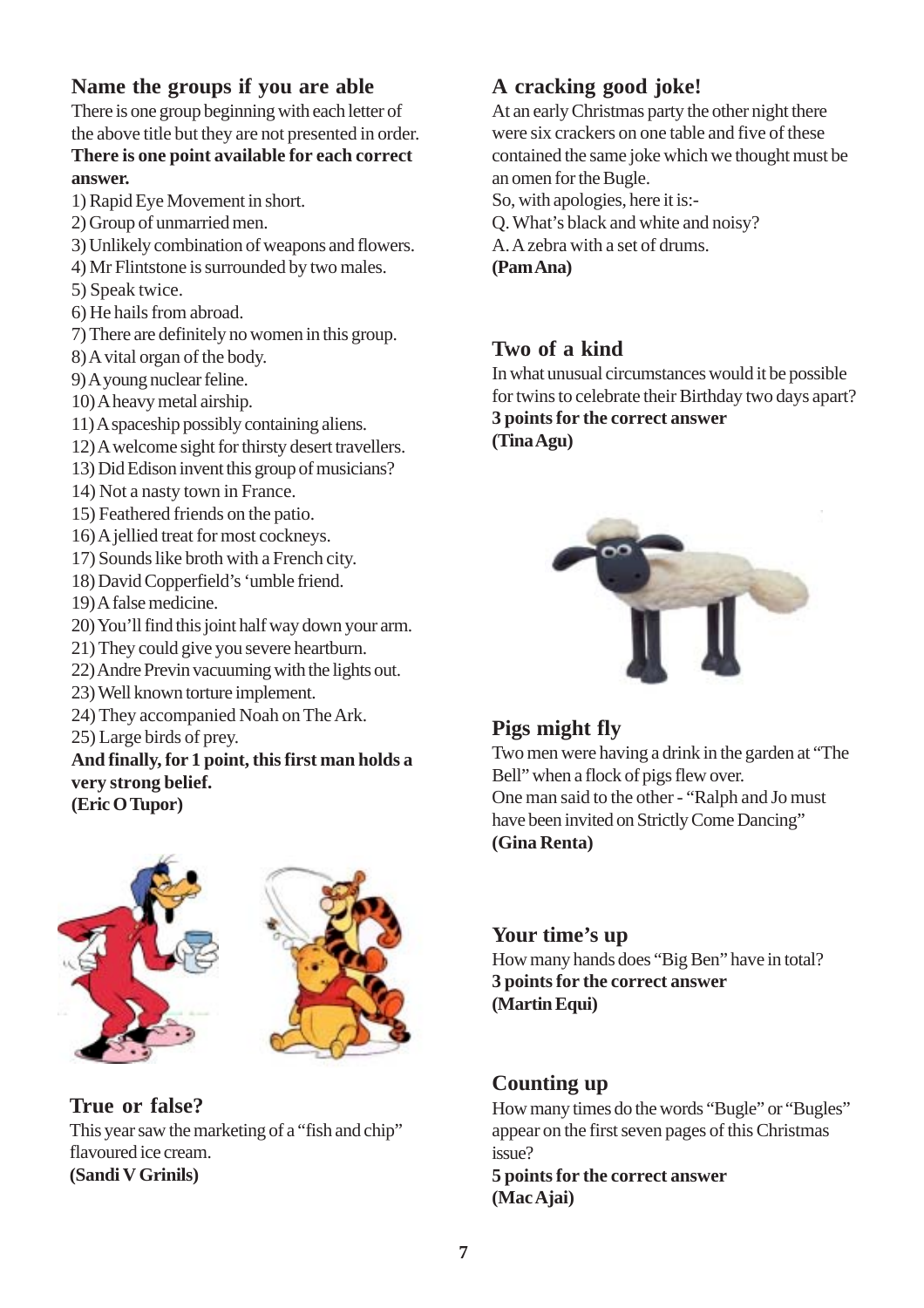## Name the groups if you are able

There is one group beginning with each letter of the above title but they are not presented in order.

**There is one point available for each correct answer.**

1) Rapid Eye Movement in short.
2) Group of unmarried men.
3) Unlikely combination of weapons and flowers.
4) Mr Flintstone is surrounded by two males.
5) Speak twice.
6) He hails from abroad.
7) There are definitely no women in this group.
8) A vital organ of the body.
9) A young nuclear feline.
10) A heavy metal airship.
11) A spaceship possibly containing aliens.
12) A welcome sight for thirsty desert travellers.
13) Did Edison invent this group of musicians?
14) Not a nasty town in France.
15) Feathered friends on the patio.
16) A jellied treat for most cockneys.
17) Sounds like broth with a French city.
18) David Copperfield's 'umble friend.
19) A false medicine.
20) You'll find this joint half way down your arm.
21) They could give you severe heartburn.
22) Andre Previn vacuuming with the lights out.
23) Well known torture implement.
24) They accompanied Noah on The Ark.
25) Large birds of prey.

**And finally, for 1 point, this first man holds a very strong belief.**

**(Eric O Tupor)**

## True or false?

This year saw the marketing of a "fish and chip" flavoured ice cream.

**(Sandi V Grinils)**

## A cracking good joke!

At an early Christmas party the other night there were six crackers on one table and five of these contained the same joke which we thought must be an omen for the Bugle.

So, with apologies, here it is:-

Q. What's black and white and noisy?

A. A zebra with a set of drums.

**(Pam Ana)**

## Two of a kind

In what unusual circumstances would it be possible for twins to celebrate their Birthday two days apart?

**3 points for the correct answer**

**(Tina Agu)**

## Pigs might fly

Two men were having a drink in the garden at "The Bell" when a flock of pigs flew over.

One man said to the other - "Ralph and Jo must have been invited on Strictly Come Dancing"

**(Gina Renta)**

## Your time's up

How many hands does "Big Ben" have in total?

**3 points for the correct answer**

**(Martin Equi)**

## Counting up

How many times do the words "Bugle" or "Bugles" appear on the first seven pages of this Christmas issue?

**5 points for the correct answer**

**(Mac Ajai)**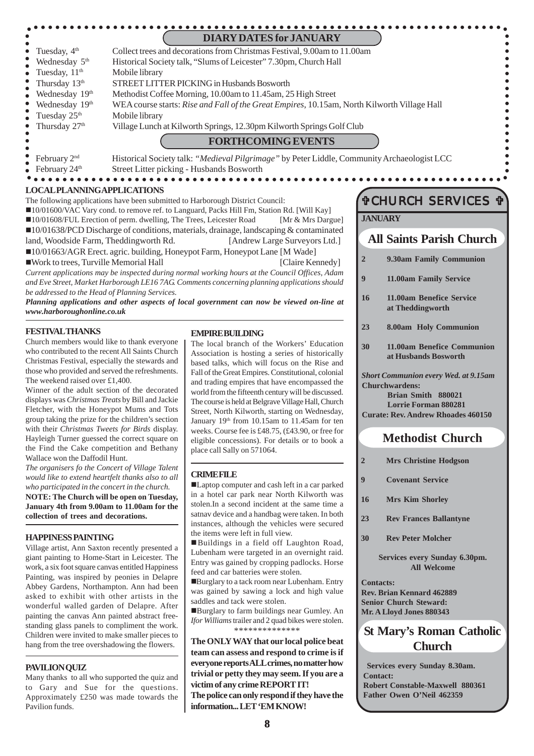## DIARY DATES for JANUARY

| | |
|---|---|
| Tuesday, 4th | Collect trees and decorations from Christmas Festival, 9.00am to 11.00am |
| Wednesday 5th | Historical Society talk, "Slums of Leicester" 7.30pm, Church Hall |
| Tuesday, 11th | Mobile library |
| Thursday 13th | STREET LITTER PICKING in Husbands Bosworth |
| Wednesday 19th | Methodist Coffee Morning, 10.00am to 11.45am, 25 High Street |
| Wednesday 19th | WEA course starts: *Rise and Fall of the Great Empires*, 10.15am, North Kilworth Village Hall |
| Tuesday 25th | Mobile library |
| Thursday 27th | Village Lunch at Kilworth Springs, 12.30pm Kilworth Springs Golf Club |

## FORTHCOMING EVENTS

| | |
|---|---|
| February 2nd | Historical Society talk: *"Medieval Pilgrimage"* by Peter Liddle, Community Archaeologist LCC |
| February 24th | Street Litter picking - Husbands Bosworth |

### LOCAL PLANNING APPLICATIONS

The following applications have been submitted to Harborough District Council:

- 10/01600/VAC Vary cond. to remove ref. to Languard, Packs Hill Fm, Station Rd. [Will Kay]
- 10/01608/FUL Erection of perm. dwelling, The Trees, Leicester Road [Mr & Mrs Dargue]
- 10/01638/PCD Discharge of conditions, materials, drainage, landscaping & contaminated land, Woodside Farm, Theddingworth Rd. [Andrew Large Surveyors Ltd.]
- 10/01663/AGR Erect. agric. building, Honeypot Farm, Honeypot Lane [M Wade]
- Work to trees, Turville Memorial Hall [Claire Kennedy]

*Current applications may be inspected during normal working hours at the Council Offices, Adam and Eve Street, Market Harborough LE16 7AG. Comments concerning planning applications should be addressed to the Head of Planning Services.*

***Planning applications and other aspects of local government can now be viewed on-line at www.harboroughonline.co.uk***

### FESTIVAL THANKS

Church members would like to thank everyone who contributed to the recent All Saints Church Christmas Festival, especially the stewards and those who provided and served the refreshments. The weekend raised over £1,400.

Winner of the adult section of the decorated displays was *Christmas Treats* by Bill and Jackie Fletcher, with the Honeypot Mums and Tots group taking the prize for the children's section with their *Christmas Tweets for Birds* display. Hayleigh Turner guessed the correct square on the Find the Cake competition and Bethany Wallace won the Daffodil Hunt.

*The organisers fo the Concert of Village Talent would like to extend heartfelt thanks also to all who participated in the concert in the church.*

**NOTE: The Church will be open on Tuesday, January 4th from 9.00am to 11.00am for the collection of trees and decorations.**

### HAPPINESS PAINTING

Village artist, Ann Saxton recently presented a giant painting to Home-Start in Leicester. The work, a six foot square canvas entitled Happiness Painting, was inspired by peonies in Delapre Abbey Gardens, Northampton. Ann had been asked to exhibit with other artists in the wonderful walled garden of Delapre. After painting the canvas Ann painted abstract free-standing glass panels to compliment the work. Children were invited to make smaller pieces to hang from the tree overshadowing the flowers.

### PAVILION QUIZ

Many thanks to all who supported the quiz and to Gary and Sue for the questions. Approximately £250 was made towards the Pavilion funds.

### EMPIRE BUILDING

The local branch of the Workers' Education Association is hosting a series of historically based talks, which will focus on the Rise and Fall of the Great Empires. Constitutional, colonial and trading empires that have encompassed the world from the fifteenth century will be discussed. The course is held at Belgrave Village Hall, Church Street, North Kilworth, starting on Wednesday, January 19th from 10.15am to 11.45am for ten weeks. Course fee is £48.75, (£43.90, or free for eligible concessions). For details or to book a place call Sally on 571064.

### CRIME FILE

- Laptop computer and cash left in a car parked in a hotel car park near North Kilworth was stolen.In a second incident at the same time a satnav device and a handbag were taken. In both instances, although the vehicles were secured the items were left in full view.
- Buildings in a field off Laughton Road, Lubenham were targeted in an overnight raid. Entry was gained by cropping padlocks. Horse feed and car batteries were stolen.
- Burglary to a tack room near Lubenham. Entry was gained by sawing a lock and high value saddles and tack were stolen.
- Burglary to farm buildings near Gumley. An *Ifor Williams* trailer and 2 quad bikes were stolen.

**************

**The ONLY WAY that our local police beat team can assess and respond to crime is if everyone reports ALL crimes, no matter how trivial or petty they may seem. If you are a victim of any crime REPORT IT!**
**The police can only respond if they have the information... LET 'EM KNOW!**

## CHURCH SERVICES

**JANUARY**

### All Saints Parish Church

| | |
|---|---|
| 2 | 9.30am Family Communion |
| 9 | 11.00am Family Service |
| 16 | 11.00am Benefice Service at Theddingworth |
| 23 | 8.00am Holy Communion |
| 30 | 11.00am Benefice Communion at Husbands Bosworth |

***Short Communion every Wed. at 9.15am***

**Churchwardens:**
**Brian Smith 880021**
**Lorrie Forman 880281**
**Curate: Rev. Andrew Rhoades 460150**

### Methodist Church

| | |
|---|---|
| 2 | Mrs Christine Hodgson |
| 9 | Covenant Service |
| 16 | Mrs Kim Shorley |
| 23 | Rev Frances Ballantyne |
| 30 | Rev Peter Molcher |

**Services every Sunday 6.30pm. All Welcome**

**Contacts:**
**Rev. Brian Kennard 462889**
**Senior Church Steward:**
**Mr. A Lloyd Jones 880343**

### St Mary's Roman Catholic Church

**Services every Sunday 8.30am.**
**Contact:**
**Robert Constable-Maxwell 880361**
**Father Owen O'Neil 462359**